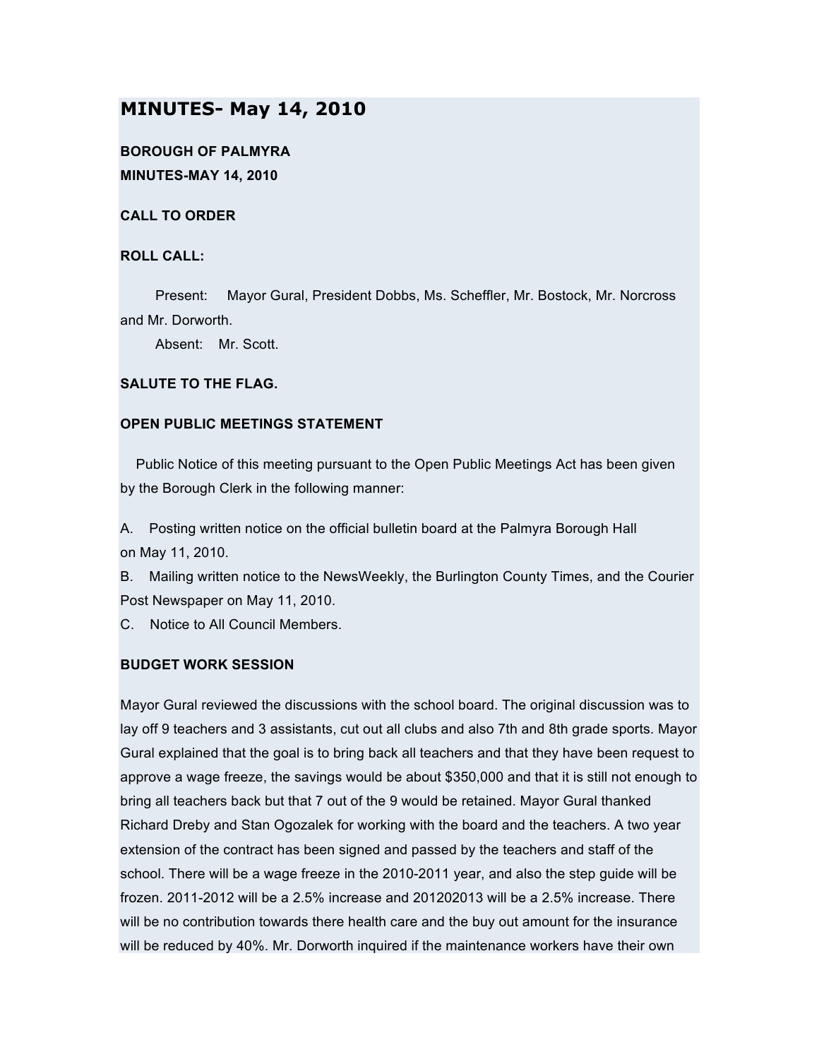# MINUTES- May 14, 2010

**BOROUGH OF PALMYRA**
**MINUTES-MAY 14, 2010**

**CALL TO ORDER**

**ROLL CALL:**

Present: Mayor Gural, President Dobbs, Ms. Scheffler, Mr. Bostock, Mr. Norcross and Mr. Dorworth.
Absent: Mr. Scott.

**SALUTE TO THE FLAG.**

**OPEN PUBLIC MEETINGS STATEMENT**

Public Notice of this meeting pursuant to the Open Public Meetings Act has been given by the Borough Clerk in the following manner:

A. Posting written notice on the official bulletin board at the Palmyra Borough Hall on May 11, 2010.
B. Mailing written notice to the NewsWeekly, the Burlington County Times, and the Courier Post Newspaper on May 11, 2010.
C. Notice to All Council Members.

**BUDGET WORK SESSION**

Mayor Gural reviewed the discussions with the school board. The original discussion was to lay off 9 teachers and 3 assistants, cut out all clubs and also 7th and 8th grade sports. Mayor Gural explained that the goal is to bring back all teachers and that they have been request to approve a wage freeze, the savings would be about $350,000 and that it is still not enough to bring all teachers back but that 7 out of the 9 would be retained. Mayor Gural thanked Richard Dreby and Stan Ogozalek for working with the board and the teachers. A two year extension of the contract has been signed and passed by the teachers and staff of the school. There will be a wage freeze in the 2010-2011 year, and also the step guide will be frozen. 2011-2012 will be a 2.5% increase and 201202013 will be a 2.5% increase. There will be no contribution towards there health care and the buy out amount for the insurance will be reduced by 40%. Mr. Dorworth inquired if the maintenance workers have their own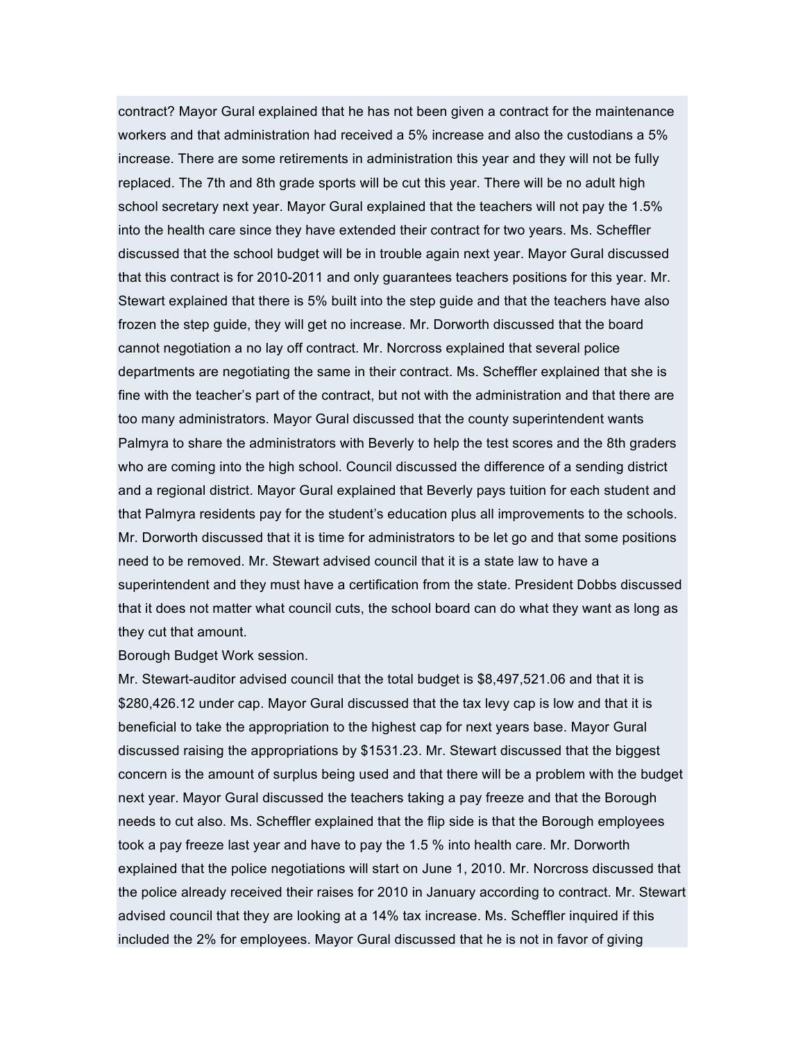contract? Mayor Gural explained that he has not been given a contract for the maintenance workers and that administration had received a 5% increase and also the custodians a 5% increase. There are some retirements in administration this year and they will not be fully replaced. The 7th and 8th grade sports will be cut this year. There will be no adult high school secretary next year. Mayor Gural explained that the teachers will not pay the 1.5% into the health care since they have extended their contract for two years. Ms. Scheffler discussed that the school budget will be in trouble again next year. Mayor Gural discussed that this contract is for 2010-2011 and only guarantees teachers positions for this year. Mr. Stewart explained that there is 5% built into the step guide and that the teachers have also frozen the step guide, they will get no increase. Mr. Dorworth discussed that the board cannot negotiation a no lay off contract. Mr. Norcross explained that several police departments are negotiating the same in their contract. Ms. Scheffler explained that she is fine with the teacher's part of the contract, but not with the administration and that there are too many administrators. Mayor Gural discussed that the county superintendent wants Palmyra to share the administrators with Beverly to help the test scores and the 8th graders who are coming into the high school. Council discussed the difference of a sending district and a regional district. Mayor Gural explained that Beverly pays tuition for each student and that Palmyra residents pay for the student's education plus all improvements to the schools. Mr. Dorworth discussed that it is time for administrators to be let go and that some positions need to be removed. Mr. Stewart advised council that it is a state law to have a superintendent and they must have a certification from the state. President Dobbs discussed that it does not matter what council cuts, the school board can do what they want as long as they cut that amount.

Borough Budget Work session.

Mr. Stewart-auditor advised council that the total budget is $8,497,521.06 and that it is $280,426.12 under cap. Mayor Gural discussed that the tax levy cap is low and that it is beneficial to take the appropriation to the highest cap for next years base. Mayor Gural discussed raising the appropriations by $1531.23. Mr. Stewart discussed that the biggest concern is the amount of surplus being used and that there will be a problem with the budget next year. Mayor Gural discussed the teachers taking a pay freeze and that the Borough needs to cut also. Ms. Scheffler explained that the flip side is that the Borough employees took a pay freeze last year and have to pay the 1.5 % into health care. Mr. Dorworth explained that the police negotiations will start on June 1, 2010. Mr. Norcross discussed that the police already received their raises for 2010 in January according to contract. Mr. Stewart advised council that they are looking at a 14% tax increase. Ms. Scheffler inquired if this included the 2% for employees. Mayor Gural discussed that he is not in favor of giving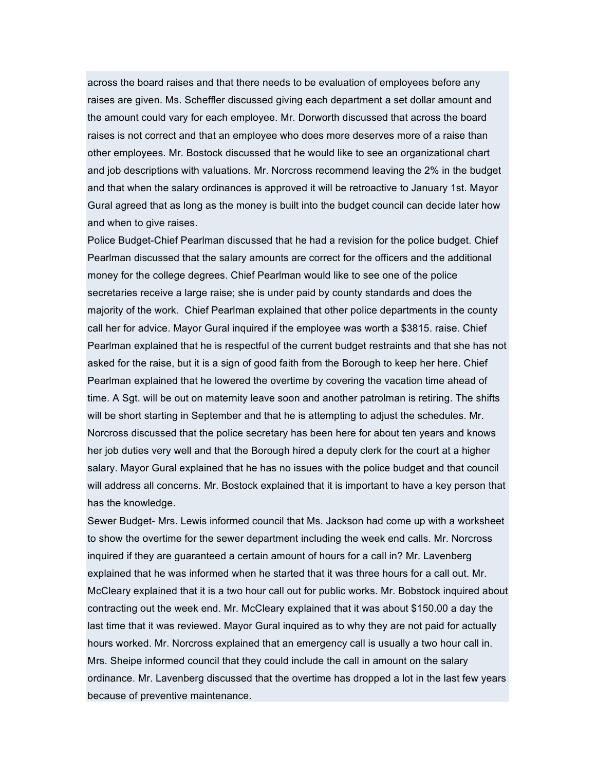across the board raises and that there needs to be evaluation of employees before any raises are given. Ms. Scheffler discussed giving each department a set dollar amount and the amount could vary for each employee. Mr. Dorworth discussed that across the board raises is not correct and that an employee who does more deserves more of a raise than other employees. Mr. Bostock discussed that he would like to see an organizational chart and job descriptions with valuations. Mr. Norcross recommend leaving the 2% in the budget and that when the salary ordinances is approved it will be retroactive to January 1st. Mayor Gural agreed that as long as the money is built into the budget council can decide later how and when to give raises.

Police Budget-Chief Pearlman discussed that he had a revision for the police budget. Chief Pearlman discussed that the salary amounts are correct for the officers and the additional money for the college degrees. Chief Pearlman would like to see one of the police secretaries receive a large raise; she is under paid by county standards and does the majority of the work. Chief Pearlman explained that other police departments in the county call her for advice. Mayor Gural inquired if the employee was worth a $3815. raise. Chief Pearlman explained that he is respectful of the current budget restraints and that she has not asked for the raise, but it is a sign of good faith from the Borough to keep her here. Chief Pearlman explained that he lowered the overtime by covering the vacation time ahead of time. A Sgt. will be out on maternity leave soon and another patrolman is retiring. The shifts will be short starting in September and that he is attempting to adjust the schedules. Mr. Norcross discussed that the police secretary has been here for about ten years and knows her job duties very well and that the Borough hired a deputy clerk for the court at a higher salary. Mayor Gural explained that he has no issues with the police budget and that council will address all concerns. Mr. Bostock explained that it is important to have a key person that has the knowledge.

Sewer Budget- Mrs. Lewis informed council that Ms. Jackson had come up with a worksheet to show the overtime for the sewer department including the week end calls. Mr. Norcross inquired if they are guaranteed a certain amount of hours for a call in? Mr. Lavenberg explained that he was informed when he started that it was three hours for a call out. Mr. McCleary explained that it is a two hour call out for public works. Mr. Bobstock inquired about contracting out the week end. Mr. McCleary explained that it was about $150.00 a day the last time that it was reviewed. Mayor Gural inquired as to why they are not paid for actually hours worked. Mr. Norcross explained that an emergency call is usually a two hour call in. Mrs. Sheipe informed council that they could include the call in amount on the salary ordinance. Mr. Lavenberg discussed that the overtime has dropped a lot in the last few years because of preventive maintenance.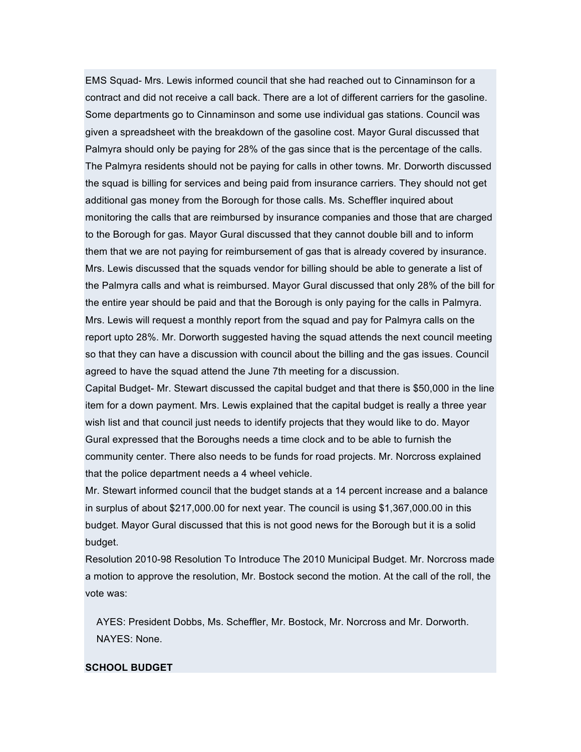EMS Squad- Mrs. Lewis informed council that she had reached out to Cinnaminson for a contract and did not receive a call back. There are a lot of different carriers for the gasoline. Some departments go to Cinnaminson and some use individual gas stations. Council was given a spreadsheet with the breakdown of the gasoline cost. Mayor Gural discussed that Palmyra should only be paying for 28% of the gas since that is the percentage of the calls. The Palmyra residents should not be paying for calls in other towns. Mr. Dorworth discussed the squad is billing for services and being paid from insurance carriers. They should not get additional gas money from the Borough for those calls. Ms. Scheffler inquired about monitoring the calls that are reimbursed by insurance companies and those that are charged to the Borough for gas. Mayor Gural discussed that they cannot double bill and to inform them that we are not paying for reimbursement of gas that is already covered by insurance. Mrs. Lewis discussed that the squads vendor for billing should be able to generate a list of the Palmyra calls and what is reimbursed. Mayor Gural discussed that only 28% of the bill for the entire year should be paid and that the Borough is only paying for the calls in Palmyra. Mrs. Lewis will request a monthly report from the squad and pay for Palmyra calls on the report upto 28%. Mr. Dorworth suggested having the squad attends the next council meeting so that they can have a discussion with council about the billing and the gas issues. Council agreed to have the squad attend the June 7th meeting for a discussion.

Capital Budget- Mr. Stewart discussed the capital budget and that there is $50,000 in the line item for a down payment. Mrs. Lewis explained that the capital budget is really a three year wish list and that council just needs to identify projects that they would like to do. Mayor Gural expressed that the Boroughs needs a time clock and to be able to furnish the community center. There also needs to be funds for road projects. Mr. Norcross explained that the police department needs a 4 wheel vehicle.

Mr. Stewart informed council that the budget stands at a 14 percent increase and a balance in surplus of about $217,000.00 for next year. The council is using $1,367,000.00 in this budget. Mayor Gural discussed that this is not good news for the Borough but it is a solid budget.

Resolution 2010-98 Resolution To Introduce The 2010 Municipal Budget. Mr. Norcross made a motion to approve the resolution, Mr. Bostock second the motion. At the call of the roll, the vote was:

AYES: President Dobbs, Ms. Scheffler, Mr. Bostock, Mr. Norcross and Mr. Dorworth.
NAYES: None.

**SCHOOL BUDGET**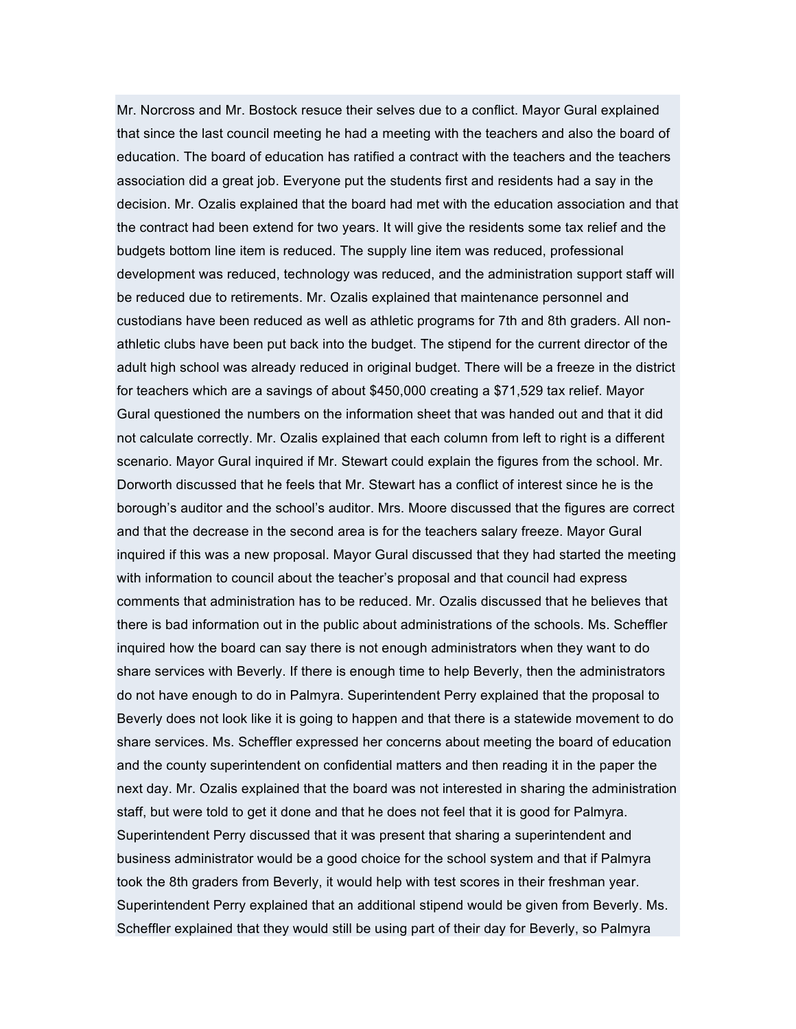Mr. Norcross and Mr. Bostock resuce their selves due to a conflict. Mayor Gural explained that since the last council meeting he had a meeting with the teachers and also the board of education. The board of education has ratified a contract with the teachers and the teachers association did a great job. Everyone put the students first and residents had a say in the decision. Mr. Ozalis explained that the board had met with the education association and that the contract had been extend for two years. It will give the residents some tax relief and the budgets bottom line item is reduced. The supply line item was reduced, professional development was reduced, technology was reduced, and the administration support staff will be reduced due to retirements. Mr. Ozalis explained that maintenance personnel and custodians have been reduced as well as athletic programs for 7th and 8th graders. All non-athletic clubs have been put back into the budget. The stipend for the current director of the adult high school was already reduced in original budget. There will be a freeze in the district for teachers which are a savings of about $450,000 creating a $71,529 tax relief. Mayor Gural questioned the numbers on the information sheet that was handed out and that it did not calculate correctly. Mr. Ozalis explained that each column from left to right is a different scenario. Mayor Gural inquired if Mr. Stewart could explain the figures from the school. Mr. Dorworth discussed that he feels that Mr. Stewart has a conflict of interest since he is the borough's auditor and the school's auditor. Mrs. Moore discussed that the figures are correct and that the decrease in the second area is for the teachers salary freeze. Mayor Gural inquired if this was a new proposal. Mayor Gural discussed that they had started the meeting with information to council about the teacher's proposal and that council had express comments that administration has to be reduced. Mr. Ozalis discussed that he believes that there is bad information out in the public about administrations of the schools. Ms. Scheffler inquired how the board can say there is not enough administrators when they want to do share services with Beverly. If there is enough time to help Beverly, then the administrators do not have enough to do in Palmyra. Superintendent Perry explained that the proposal to Beverly does not look like it is going to happen and that there is a statewide movement to do share services. Ms. Scheffler expressed her concerns about meeting the board of education and the county superintendent on confidential matters and then reading it in the paper the next day. Mr. Ozalis explained that the board was not interested in sharing the administration staff, but were told to get it done and that he does not feel that it is good for Palmyra. Superintendent Perry discussed that it was present that sharing a superintendent and business administrator would be a good choice for the school system and that if Palmyra took the 8th graders from Beverly, it would help with test scores in their freshman year. Superintendent Perry explained that an additional stipend would be given from Beverly. Ms. Scheffler explained that they would still be using part of their day for Beverly, so Palmyra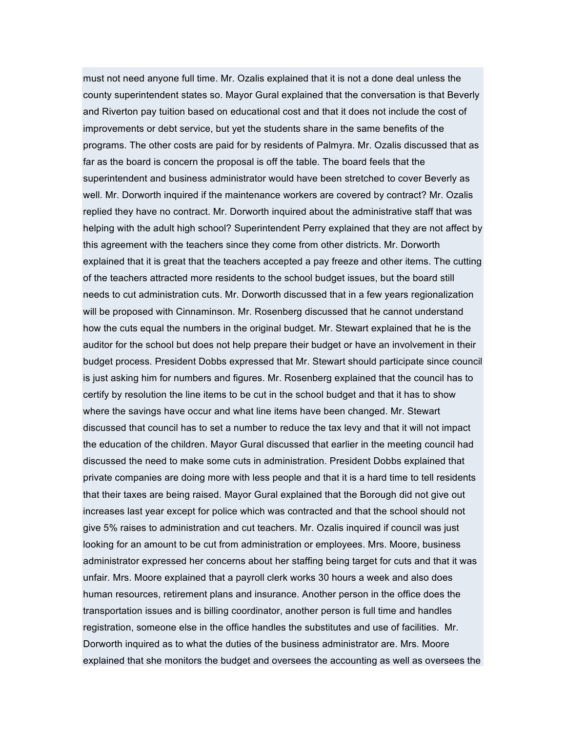must not need anyone full time. Mr. Ozalis explained that it is not a done deal unless the county superintendent states so. Mayor Gural explained that the conversation is that Beverly and Riverton pay tuition based on educational cost and that it does not include the cost of improvements or debt service, but yet the students share in the same benefits of the programs. The other costs are paid for by residents of Palmyra. Mr. Ozalis discussed that as far as the board is concern the proposal is off the table. The board feels that the superintendent and business administrator would have been stretched to cover Beverly as well. Mr. Dorworth inquired if the maintenance workers are covered by contract? Mr. Ozalis replied they have no contract. Mr. Dorworth inquired about the administrative staff that was helping with the adult high school? Superintendent Perry explained that they are not affect by this agreement with the teachers since they come from other districts. Mr. Dorworth explained that it is great that the teachers accepted a pay freeze and other items. The cutting of the teachers attracted more residents to the school budget issues, but the board still needs to cut administration cuts. Mr. Dorworth discussed that in a few years regionalization will be proposed with Cinnaminson. Mr. Rosenberg discussed that he cannot understand how the cuts equal the numbers in the original budget. Mr. Stewart explained that he is the auditor for the school but does not help prepare their budget or have an involvement in their budget process. President Dobbs expressed that Mr. Stewart should participate since council is just asking him for numbers and figures. Mr. Rosenberg explained that the council has to certify by resolution the line items to be cut in the school budget and that it has to show where the savings have occur and what line items have been changed. Mr. Stewart discussed that council has to set a number to reduce the tax levy and that it will not impact the education of the children. Mayor Gural discussed that earlier in the meeting council had discussed the need to make some cuts in administration. President Dobbs explained that private companies are doing more with less people and that it is a hard time to tell residents that their taxes are being raised. Mayor Gural explained that the Borough did not give out increases last year except for police which was contracted and that the school should not give 5% raises to administration and cut teachers. Mr. Ozalis inquired if council was just looking for an amount to be cut from administration or employees. Mrs. Moore, business administrator expressed her concerns about her staffing being target for cuts and that it was unfair. Mrs. Moore explained that a payroll clerk works 30 hours a week and also does human resources, retirement plans and insurance. Another person in the office does the transportation issues and is billing coordinator, another person is full time and handles registration, someone else in the office handles the substitutes and use of facilities. Mr. Dorworth inquired as to what the duties of the business administrator are. Mrs. Moore explained that she monitors the budget and oversees the accounting as well as oversees the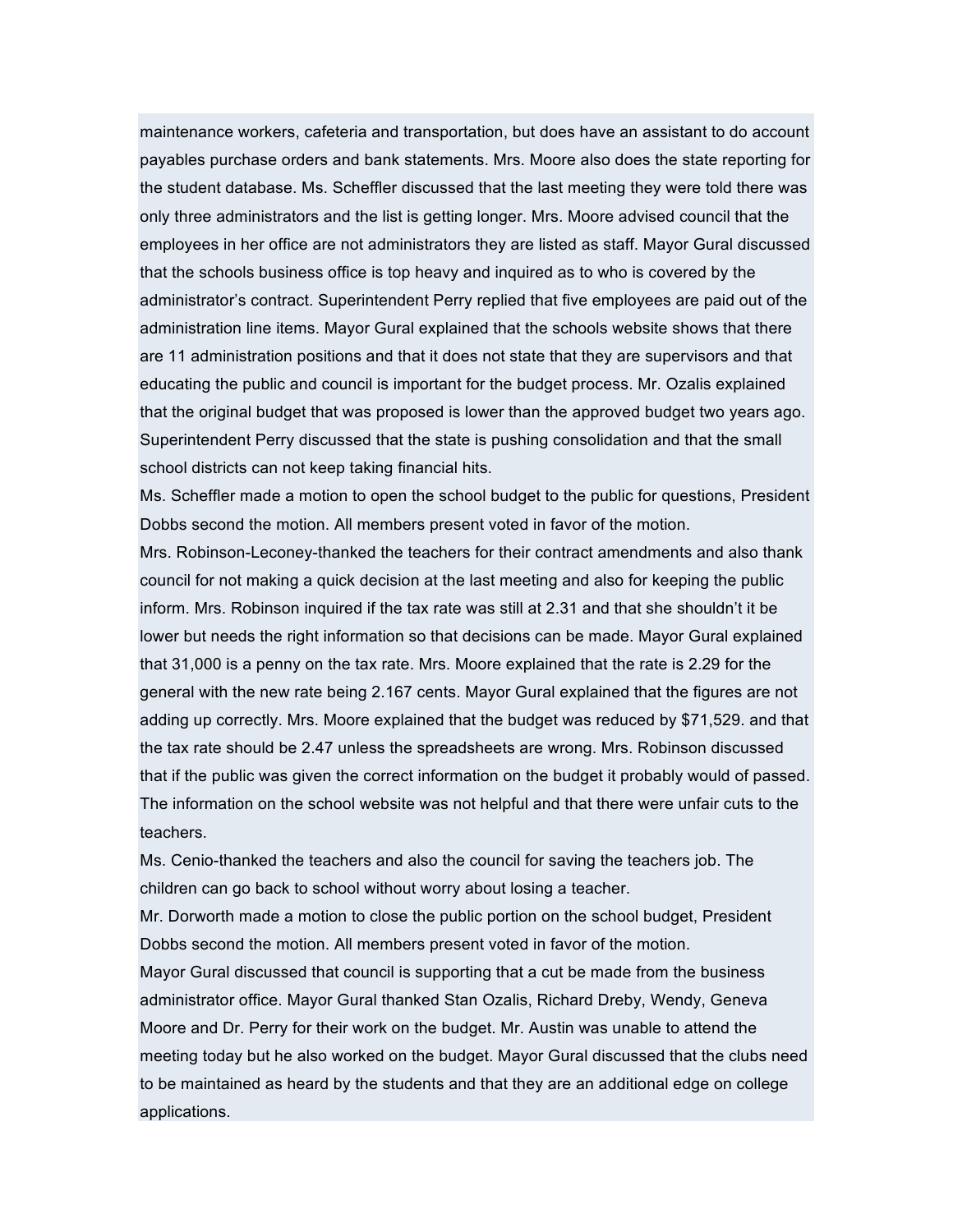maintenance workers, cafeteria and transportation, but does have an assistant to do account payables purchase orders and bank statements. Mrs. Moore also does the state reporting for the student database. Ms. Scheffler discussed that the last meeting they were told there was only three administrators and the list is getting longer. Mrs. Moore advised council that the employees in her office are not administrators they are listed as staff. Mayor Gural discussed that the schools business office is top heavy and inquired as to who is covered by the administrator's contract. Superintendent Perry replied that five employees are paid out of the administration line items. Mayor Gural explained that the schools website shows that there are 11 administration positions and that it does not state that they are supervisors and that educating the public and council is important for the budget process. Mr. Ozalis explained that the original budget that was proposed is lower than the approved budget two years ago. Superintendent Perry discussed that the state is pushing consolidation and that the small school districts can not keep taking financial hits.

Ms. Scheffler made a motion to open the school budget to the public for questions, President Dobbs second the motion. All members present voted in favor of the motion.

Mrs. Robinson-Leconey-thanked the teachers for their contract amendments and also thank council for not making a quick decision at the last meeting and also for keeping the public inform. Mrs. Robinson inquired if the tax rate was still at 2.31 and that she shouldn't it be lower but needs the right information so that decisions can be made. Mayor Gural explained that 31,000 is a penny on the tax rate. Mrs. Moore explained that the rate is 2.29 for the general with the new rate being 2.167 cents. Mayor Gural explained that the figures are not adding up correctly. Mrs. Moore explained that the budget was reduced by $71,529. and that the tax rate should be 2.47 unless the spreadsheets are wrong. Mrs. Robinson discussed that if the public was given the correct information on the budget it probably would of passed. The information on the school website was not helpful and that there were unfair cuts to the teachers.

Ms. Cenio-thanked the teachers and also the council for saving the teachers job. The children can go back to school without worry about losing a teacher.

Mr. Dorworth made a motion to close the public portion on the school budget, President Dobbs second the motion. All members present voted in favor of the motion.

Mayor Gural discussed that council is supporting that a cut be made from the business administrator office. Mayor Gural thanked Stan Ozalis, Richard Dreby, Wendy, Geneva Moore and Dr. Perry for their work on the budget. Mr. Austin was unable to attend the meeting today but he also worked on the budget. Mayor Gural discussed that the clubs need to be maintained as heard by the students and that they are an additional edge on college applications.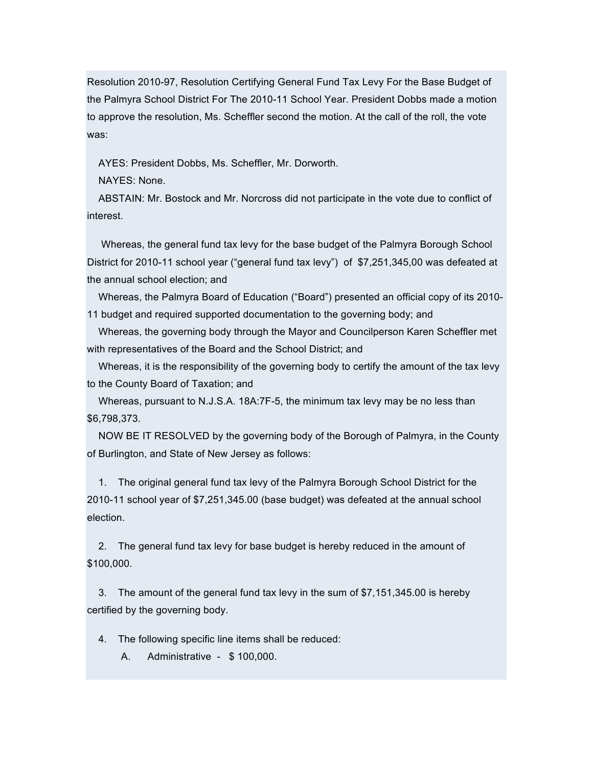Resolution 2010-97, Resolution Certifying General Fund Tax Levy For the Base Budget of the Palmyra School District For The 2010-11 School Year. President Dobbs made a motion to approve the resolution, Ms. Scheffler second the motion. At the call of the roll, the vote was:

AYES: President Dobbs, Ms. Scheffler, Mr. Dorworth.
NAYES: None.
ABSTAIN: Mr. Bostock and Mr. Norcross did not participate in the vote due to conflict of interest.

Whereas, the general fund tax levy for the base budget of the Palmyra Borough School District for 2010-11 school year ("general fund tax levy") of $7,251,345,00 was defeated at the annual school election; and

Whereas, the Palmyra Board of Education ("Board") presented an official copy of its 2010-11 budget and required supported documentation to the governing body; and

Whereas, the governing body through the Mayor and Councilperson Karen Scheffler met with representatives of the Board and the School District; and

Whereas, it is the responsibility of the governing body to certify the amount of the tax levy to the County Board of Taxation; and

Whereas, pursuant to N.J.S.A. 18A:7F-5, the minimum tax levy may be no less than $6,798,373.

NOW BE IT RESOLVED by the governing body of the Borough of Palmyra, in the County of Burlington, and State of New Jersey as follows:

1. The original general fund tax levy of the Palmyra Borough School District for the 2010-11 school year of $7,251,345.00 (base budget) was defeated at the annual school election.

2. The general fund tax levy for base budget is hereby reduced in the amount of $100,000.

3. The amount of the general fund tax levy in the sum of $7,151,345.00 is hereby certified by the governing body.

4. The following specific line items shall be reduced:
   A. Administrative - $ 100,000.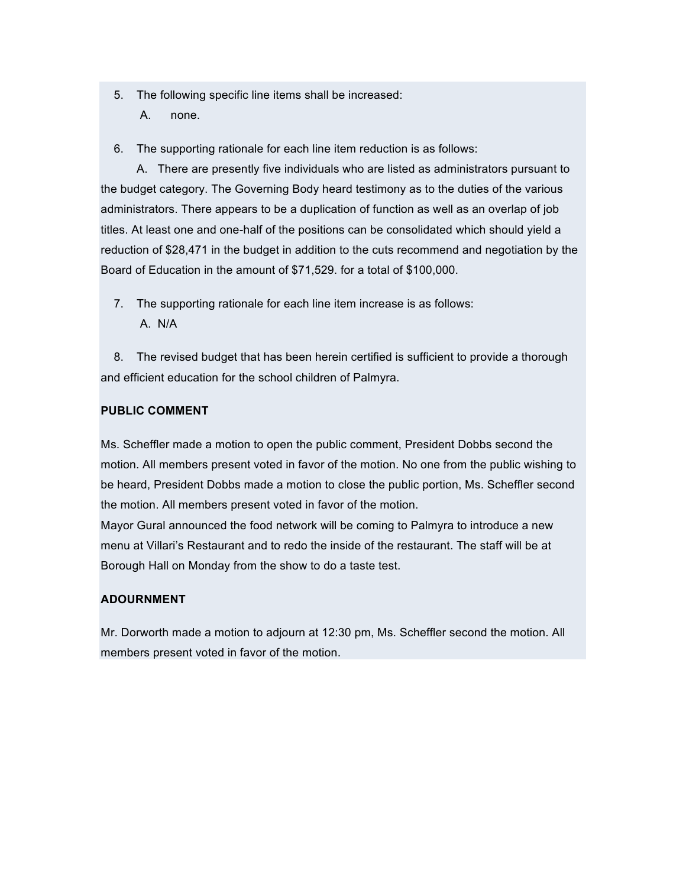5. The following specific line items shall be increased:
   A. none.

6. The supporting rationale for each line item reduction is as follows:
   A. There are presently five individuals who are listed as administrators pursuant to the budget category. The Governing Body heard testimony as to the duties of the various administrators. There appears to be a duplication of function as well as an overlap of job titles. At least one and one-half of the positions can be consolidated which should yield a reduction of $28,471 in the budget in addition to the cuts recommend and negotiation by the Board of Education in the amount of $71,529. for a total of $100,000.

7. The supporting rationale for each line item increase is as follows:
   A. N/A

8. The revised budget that has been herein certified is sufficient to provide a thorough and efficient education for the school children of Palmyra.

**PUBLIC COMMENT**

Ms. Scheffler made a motion to open the public comment, President Dobbs second the motion. All members present voted in favor of the motion. No one from the public wishing to be heard, President Dobbs made a motion to close the public portion, Ms. Scheffler second the motion. All members present voted in favor of the motion.
Mayor Gural announced the food network will be coming to Palmyra to introduce a new menu at Villari's Restaurant and to redo the inside of the restaurant. The staff will be at Borough Hall on Monday from the show to do a taste test.

**ADOURNMENT**

Mr. Dorworth made a motion to adjourn at 12:30 pm, Ms. Scheffler second the motion. All members present voted in favor of the motion.